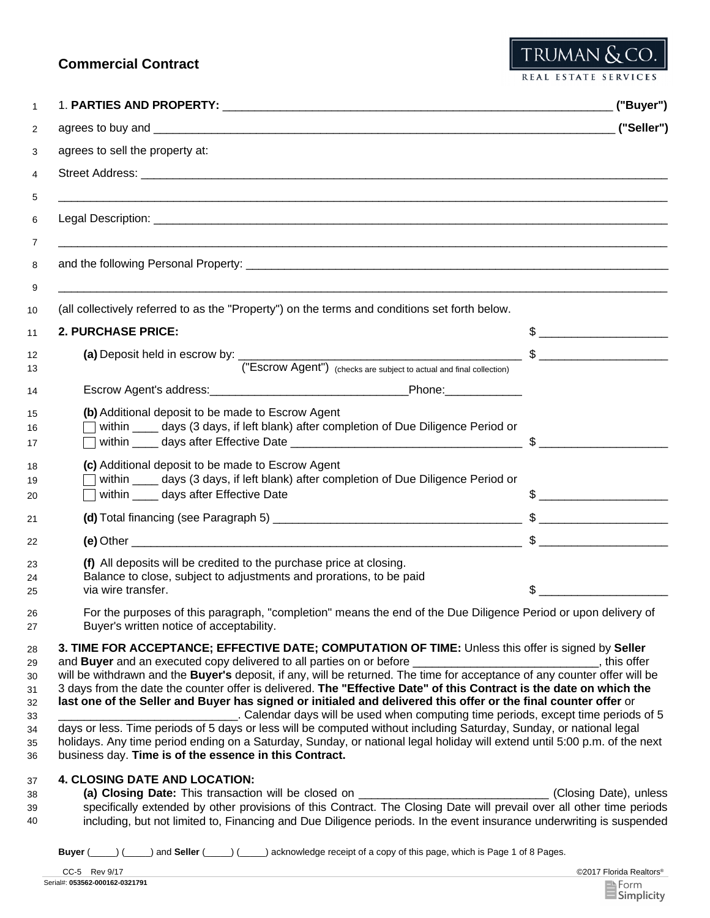## Commercial Contract

1. **PARTIES AND PROPERTY:** ______________________________________________________________ **("Buyer")**
agrees to buy and __________________________________________________________________________ **("Seller")**
agrees to sell the property at:

Street Address: ____________________________________________________________________________________

____________________________________________________________________________________________________

Legal Description: __________________________________________________________________________________

____________________________________________________________________________________________________

and the following Personal Property: __________________________________________________________________

____________________________________________________________________________________________________

(all collectively referred to as the "Property") on the terms and conditions set forth below.

**2. PURCHASE PRICE:** $ ____________________

**(a)** Deposit held in escrow by: ______________________________________________ $ ____________________
("Escrow Agent") (checks are subject to actual and final collection)

Escrow Agent's address:_______________________________Phone:____________

**(b)** Additional deposit to be made to Escrow Agent
☐ within ____ days (3 days, if left blank) after completion of Due Diligence Period or
☐ within ____ days after Effective Date ____________________________________ $ ____________________

**(c)** Additional deposit to be made to Escrow Agent
☐ within ____ days (3 days, if left blank) after completion of Due Diligence Period or
☐ within ____ days after Effective Date $ ____________________

**(d)** Total financing (see Paragraph 5) ________________________________________ $ ____________________

**(e)** Other _________________________________________________________________ $ ____________________

**(f)** All deposits will be credited to the purchase price at closing.
Balance to close, subject to adjustments and prorations, to be paid via wire transfer. $ ____________________

For the purposes of this paragraph, "completion" means the end of the Due Diligence Period or upon delivery of Buyer's written notice of acceptability.

**3. TIME FOR ACCEPTANCE; EFFECTIVE DATE; COMPUTATION OF TIME:** Unless this offer is signed by **Seller** and **Buyer** and an executed copy delivered to all parties on or before _____________________________, this offer will be withdrawn and the **Buyer's** deposit, if any, will be returned. The time for acceptance of any counter offer will be 3 days from the date the counter offer is delivered. **The "Effective Date" of this Contract is the date on which the last one of the Seller and Buyer has signed or initialed and delivered this offer or the final counter offer** or ____________________________. Calendar days will be used when computing time periods, except time periods of 5 days or less. Time periods of 5 days or less will be computed without including Saturday, Sunday, or national legal holidays. Any time period ending on a Saturday, Sunday, or national legal holiday will extend until 5:00 p.m. of the next business day. **Time is of the essence in this Contract.**

**4. CLOSING DATE AND LOCATION:**
**(a) Closing Date:** This transaction will be closed on ______________________________ (Closing Date), unless specifically extended by other provisions of this Contract. The Closing Date will prevail over all other time periods including, but not limited to, Financing and Due Diligence periods. In the event insurance underwriting is suspended

**Buyer** (_____) (_____) and **Seller** (_____) (_____) acknowledge receipt of a copy of this page, which is Page 1 of 8 Pages.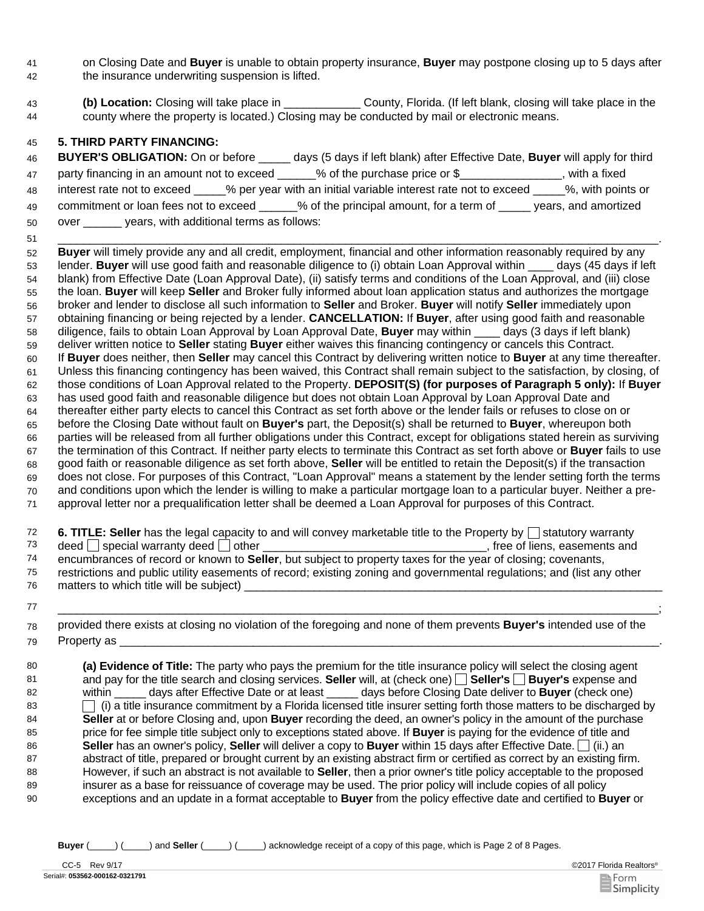on Closing Date and **Buyer** is unable to obtain property insurance, **Buyer** may postpone closing up to 5 days after the insurance underwriting suspension is lifted.

**(b) Location:** Closing will take place in ____________ County, Florida. (If left blank, closing will take place in the county where the property is located.) Closing may be conducted by mail or electronic means.

**5. THIRD PARTY FINANCING:**

**BUYER'S OBLIGATION:** On or before _____ days (5 days if left blank) after Effective Date, **Buyer** will apply for third party financing in an amount not to exceed ______% of the purchase price or $________________, with a fixed interest rate not to exceed _____% per year with an initial variable interest rate not to exceed _____%, with points or commitment or loan fees not to exceed ______% of the principal amount, for a term of _____ years, and amortized over ______ years, with additional terms as follows:

______________________________________________________________________________________________.

**Buyer** will timely provide any and all credit, employment, financial and other information reasonably required by any lender. **Buyer** will use good faith and reasonable diligence to (i) obtain Loan Approval within ____ days (45 days if left blank) from Effective Date (Loan Approval Date), (ii) satisfy terms and conditions of the Loan Approval, and (iii) close the loan. **Buyer** will keep **Seller** and Broker fully informed about loan application status and authorizes the mortgage broker and lender to disclose all such information to **Seller** and Broker. **Buyer** will notify **Seller** immediately upon obtaining financing or being rejected by a lender. **CANCELLATION:** If **Buyer**, after using good faith and reasonable diligence, fails to obtain Loan Approval by Loan Approval Date, **Buyer** may within ____ days (3 days if left blank) deliver written notice to **Seller** stating **Buyer** either waives this financing contingency or cancels this Contract. If **Buyer** does neither, then **Seller** may cancel this Contract by delivering written notice to **Buyer** at any time thereafter. Unless this financing contingency has been waived, this Contract shall remain subject to the satisfaction, by closing, of those conditions of Loan Approval related to the Property. **DEPOSIT(S) (for purposes of Paragraph 5 only):** If **Buyer** has used good faith and reasonable diligence but does not obtain Loan Approval by Loan Approval Date and thereafter either party elects to cancel this Contract as set forth above or the lender fails or refuses to close on or before the Closing Date without fault on **Buyer's** part, the Deposit(s) shall be returned to **Buyer**, whereupon both parties will be released from all further obligations under this Contract, except for obligations stated herein as surviving the termination of this Contract. If neither party elects to terminate this Contract as set forth above or **Buyer** fails to use good faith or reasonable diligence as set forth above, **Seller** will be entitled to retain the Deposit(s) if the transaction does not close. For purposes of this Contract, "Loan Approval" means a statement by the lender setting forth the terms and conditions upon which the lender is willing to make a particular mortgage loan to a particular buyer. Neither a pre-approval letter nor a prequalification letter shall be deemed a Loan Approval for purposes of this Contract.

**6. TITLE: Seller** has the legal capacity to and will convey marketable title to the Property by ☐ statutory warranty deed ☐ special warranty deed ☐ other ___________________________________, free of liens, easements and encumbrances of record or known to **Seller**, but subject to property taxes for the year of closing; covenants, restrictions and public utility easements of record; existing zoning and governmental regulations; and (list any other matters to which title will be subject) ______________________________________________________________________

______________________________________________________________________________________________;

provided there exists at closing no violation of the foregoing and none of them prevents **Buyer's** intended use of the Property as ______________________________________________________________________________.

**(a) Evidence of Title:** The party who pays the premium for the title insurance policy will select the closing agent and pay for the title search and closing services. **Seller** will, at (check one) ☐ **Seller's** ☐ **Buyer's** expense and within _____ days after Effective Date or at least _____ days before Closing Date deliver to **Buyer** (check one) ☐ (i) a title insurance commitment by a Florida licensed title insurer setting forth those matters to be discharged by **Seller** at or before Closing and, upon **Buyer** recording the deed, an owner's policy in the amount of the purchase price for fee simple title subject only to exceptions stated above. If **Buyer** is paying for the evidence of title and **Seller** has an owner's policy, **Seller** will deliver a copy to **Buyer** within 15 days after Effective Date. ☐ (ii.) an abstract of title, prepared or brought current by an existing abstract firm or certified as correct by an existing firm. However, if such an abstract is not available to **Seller**, then a prior owner's title policy acceptable to the proposed insurer as a base for reissuance of coverage may be used. The prior policy will include copies of all policy exceptions and an update in a format acceptable to **Buyer** from the policy effective date and certified to **Buyer** or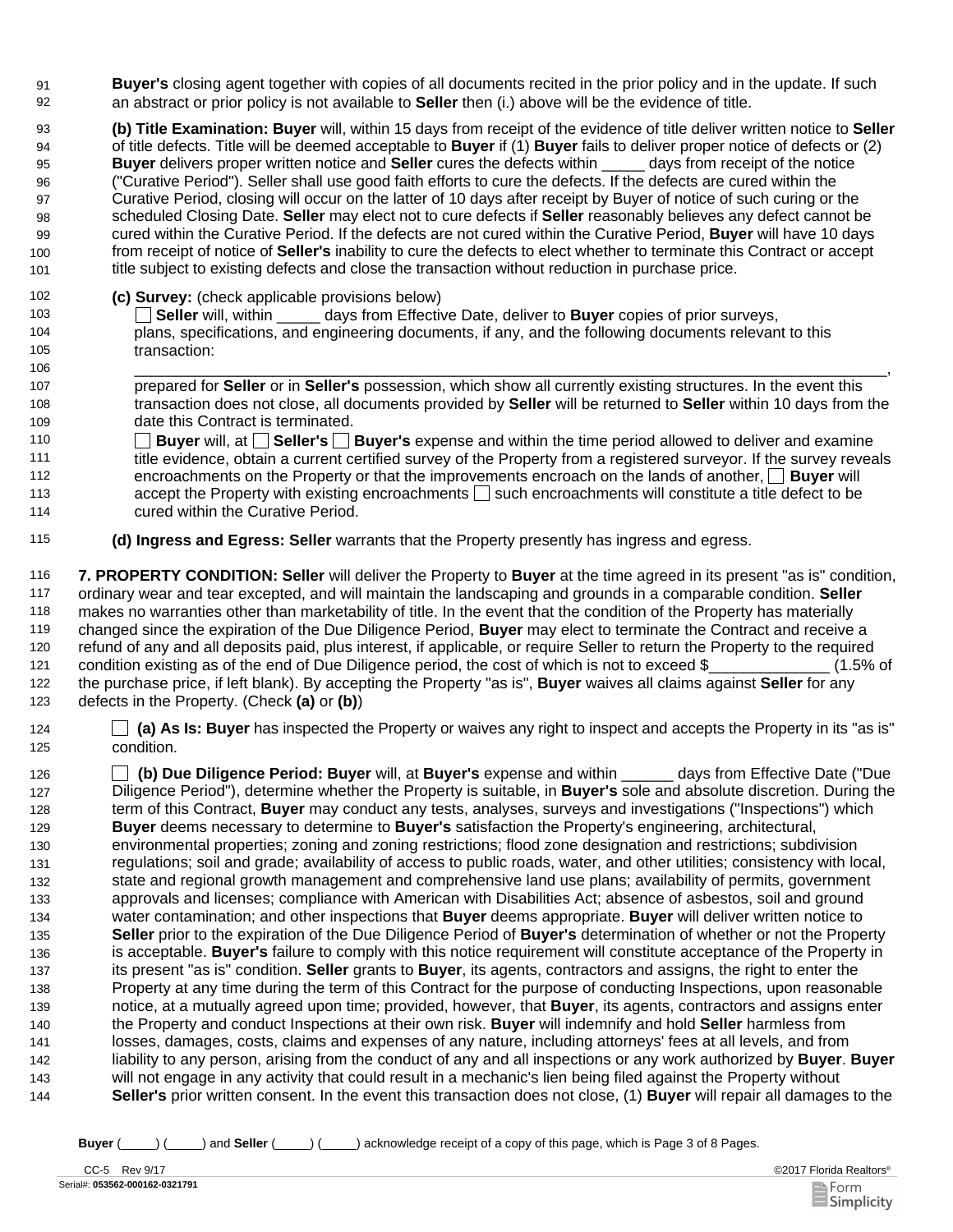**Buyer's** closing agent together with copies of all documents recited in the prior policy and in the update. If such an abstract or prior policy is not available to **Seller** then (i.) above will be the evidence of title.

**(b) Title Examination: Buyer** will, within 15 days from receipt of the evidence of title deliver written notice to **Seller** of title defects. Title will be deemed acceptable to **Buyer** if (1) **Buyer** fails to deliver proper notice of defects or (2) **Buyer** delivers proper written notice and **Seller** cures the defects within _____ days from receipt of the notice ("Curative Period"). Seller shall use good faith efforts to cure the defects. If the defects are cured within the Curative Period, closing will occur on the latter of 10 days after receipt by Buyer of notice of such curing or the scheduled Closing Date. **Seller** may elect not to cure defects if **Seller** reasonably believes any defect cannot be cured within the Curative Period. If the defects are not cured within the Curative Period, **Buyer** will have 10 days from receipt of notice of **Seller's** inability to cure the defects to elect whether to terminate this Contract or accept title subject to existing defects and close the transaction without reduction in purchase price.

**(c) Survey:** (check applicable provisions below)

☐ **Seller** will, within _____ days from Effective Date, deliver to **Buyer** copies of prior surveys, plans, specifications, and engineering documents, if any, and the following documents relevant to this transaction:
____________________________________________________________________________________,
prepared for **Seller** or in **Seller's** possession, which show all currently existing structures. In the event this transaction does not close, all documents provided by **Seller** will be returned to **Seller** within 10 days from the date this Contract is terminated.

☐ **Buyer** will, at ☐ **Seller's** ☐ **Buyer's** expense and within the time period allowed to deliver and examine title evidence, obtain a current certified survey of the Property from a registered surveyor. If the survey reveals encroachments on the Property or that the improvements encroach on the lands of another, ☐ **Buyer** will accept the Property with existing encroachments ☐ such encroachments will constitute a title defect to be cured within the Curative Period.

**(d) Ingress and Egress: Seller** warrants that the Property presently has ingress and egress.

**7. PROPERTY CONDITION: Seller** will deliver the Property to **Buyer** at the time agreed in its present "as is" condition, ordinary wear and tear excepted, and will maintain the landscaping and grounds in a comparable condition. **Seller** makes no warranties other than marketability of title. In the event that the condition of the Property has materially changed since the expiration of the Due Diligence Period, **Buyer** may elect to terminate the Contract and receive a refund of any and all deposits paid, plus interest, if applicable, or require Seller to return the Property to the required condition existing as of the end of Due Diligence period, the cost of which is not to exceed $______________ (1.5% of the purchase price, if left blank). By accepting the Property "as is", **Buyer** waives all claims against **Seller** for any defects in the Property. (Check **(a)** or **(b)**)

☐ **(a) As Is: Buyer** has inspected the Property or waives any right to inspect and accepts the Property in its "as is" condition.

☐ **(b) Due Diligence Period: Buyer** will, at **Buyer's** expense and within ______ days from Effective Date ("Due Diligence Period"), determine whether the Property is suitable, in **Buyer's** sole and absolute discretion. During the term of this Contract, **Buyer** may conduct any tests, analyses, surveys and investigations ("Inspections") which **Buyer** deems necessary to determine to **Buyer's** satisfaction the Property's engineering, architectural, environmental properties; zoning and zoning restrictions; flood zone designation and restrictions; subdivision regulations; soil and grade; availability of access to public roads, water, and other utilities; consistency with local, state and regional growth management and comprehensive land use plans; availability of permits, government approvals and licenses; compliance with American with Disabilities Act; absence of asbestos, soil and ground water contamination; and other inspections that **Buyer** deems appropriate. **Buyer** will deliver written notice to **Seller** prior to the expiration of the Due Diligence Period of **Buyer's** determination of whether or not the Property is acceptable. **Buyer's** failure to comply with this notice requirement will constitute acceptance of the Property in its present "as is" condition. **Seller** grants to **Buyer**, its agents, contractors and assigns, the right to enter the Property at any time during the term of this Contract for the purpose of conducting Inspections, upon reasonable notice, at a mutually agreed upon time; provided, however, that **Buyer**, its agents, contractors and assigns enter the Property and conduct Inspections at their own risk. **Buyer** will indemnify and hold **Seller** harmless from losses, damages, costs, claims and expenses of any nature, including attorneys' fees at all levels, and from liability to any person, arising from the conduct of any and all inspections or any work authorized by **Buyer**. **Buyer** will not engage in any activity that could result in a mechanic's lien being filed against the Property without **Seller's** prior written consent. In the event this transaction does not close, (1) **Buyer** will repair all damages to the

**Buyer** (_____) (_____) and **Seller** (_____) (_____) acknowledge receipt of a copy of this page, which is Page 3 of 8 Pages.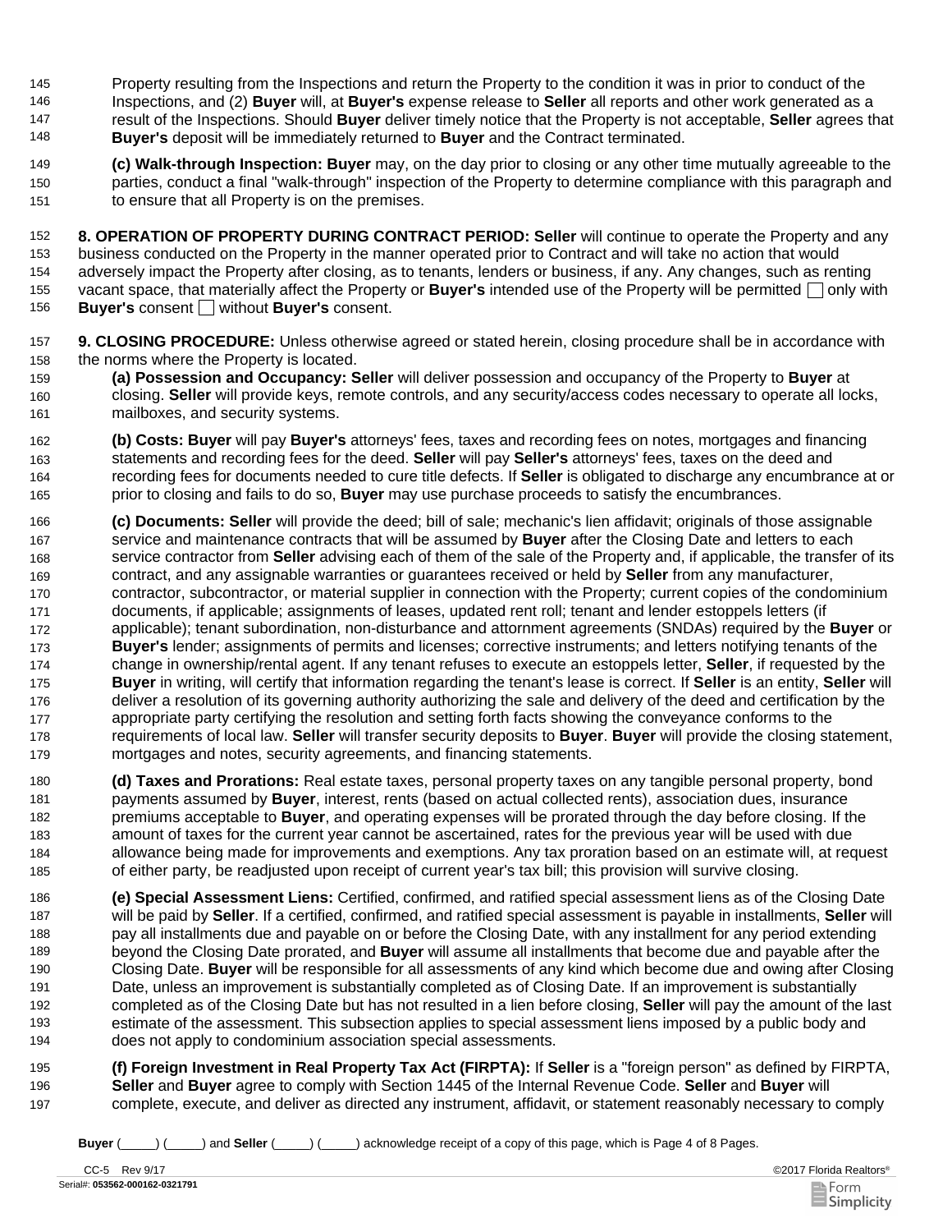Property resulting from the Inspections and return the Property to the condition it was in prior to conduct of the Inspections, and (2) **Buyer** will, at **Buyer's** expense release to **Seller** all reports and other work generated as a result of the Inspections. Should **Buyer** deliver timely notice that the Property is not acceptable, **Seller** agrees that **Buyer's** deposit will be immediately returned to **Buyer** and the Contract terminated.

**(c) Walk-through Inspection: Buyer** may, on the day prior to closing or any other time mutually agreeable to the parties, conduct a final "walk-through" inspection of the Property to determine compliance with this paragraph and to ensure that all Property is on the premises.

**8. OPERATION OF PROPERTY DURING CONTRACT PERIOD: Seller** will continue to operate the Property and any business conducted on the Property in the manner operated prior to Contract and will take no action that would adversely impact the Property after closing, as to tenants, lenders or business, if any. Any changes, such as renting vacant space, that materially affect the Property or **Buyer's** intended use of the Property will be permitted ☐ only with **Buyer's** consent ☐ without **Buyer's** consent.

**9. CLOSING PROCEDURE:** Unless otherwise agreed or stated herein, closing procedure shall be in accordance with the norms where the Property is located.

**(a) Possession and Occupancy: Seller** will deliver possession and occupancy of the Property to **Buyer** at closing. **Seller** will provide keys, remote controls, and any security/access codes necessary to operate all locks, mailboxes, and security systems.

**(b) Costs: Buyer** will pay **Buyer's** attorneys' fees, taxes and recording fees on notes, mortgages and financing statements and recording fees for the deed. **Seller** will pay **Seller's** attorneys' fees, taxes on the deed and recording fees for documents needed to cure title defects. If **Seller** is obligated to discharge any encumbrance at or prior to closing and fails to do so, **Buyer** may use purchase proceeds to satisfy the encumbrances.

**(c) Documents: Seller** will provide the deed; bill of sale; mechanic's lien affidavit; originals of those assignable service and maintenance contracts that will be assumed by **Buyer** after the Closing Date and letters to each service contractor from **Seller** advising each of them of the sale of the Property and, if applicable, the transfer of its contract, and any assignable warranties or guarantees received or held by **Seller** from any manufacturer, contractor, subcontractor, or material supplier in connection with the Property; current copies of the condominium documents, if applicable; assignments of leases, updated rent roll; tenant and lender estoppels letters (if applicable); tenant subordination, non-disturbance and attornment agreements (SNDAs) required by the **Buyer** or **Buyer's** lender; assignments of permits and licenses; corrective instruments; and letters notifying tenants of the change in ownership/rental agent. If any tenant refuses to execute an estoppels letter, **Seller**, if requested by the **Buyer** in writing, will certify that information regarding the tenant's lease is correct. If **Seller** is an entity, **Seller** will deliver a resolution of its governing authority authorizing the sale and delivery of the deed and certification by the appropriate party certifying the resolution and setting forth facts showing the conveyance conforms to the requirements of local law. **Seller** will transfer security deposits to **Buyer**. **Buyer** will provide the closing statement, mortgages and notes, security agreements, and financing statements.

**(d) Taxes and Prorations:** Real estate taxes, personal property taxes on any tangible personal property, bond payments assumed by **Buyer**, interest, rents (based on actual collected rents), association dues, insurance premiums acceptable to **Buyer**, and operating expenses will be prorated through the day before closing. If the amount of taxes for the current year cannot be ascertained, rates for the previous year will be used with due allowance being made for improvements and exemptions. Any tax proration based on an estimate will, at request of either party, be readjusted upon receipt of current year's tax bill; this provision will survive closing.

**(e) Special Assessment Liens:** Certified, confirmed, and ratified special assessment liens as of the Closing Date will be paid by **Seller**. If a certified, confirmed, and ratified special assessment is payable in installments, **Seller** will pay all installments due and payable on or before the Closing Date, with any installment for any period extending beyond the Closing Date prorated, and **Buyer** will assume all installments that become due and payable after the Closing Date. **Buyer** will be responsible for all assessments of any kind which become due and owing after Closing Date, unless an improvement is substantially completed as of Closing Date. If an improvement is substantially completed as of the Closing Date but has not resulted in a lien before closing, **Seller** will pay the amount of the last estimate of the assessment. This subsection applies to special assessment liens imposed by a public body and does not apply to condominium association special assessments.

**(f) Foreign Investment in Real Property Tax Act (FIRPTA):** If **Seller** is a "foreign person" as defined by FIRPTA, **Seller** and **Buyer** agree to comply with Section 1445 of the Internal Revenue Code. **Seller** and **Buyer** will complete, execute, and deliver as directed any instrument, affidavit, or statement reasonably necessary to comply

**Buyer** (\_\_\_\_\_) (\_\_\_\_\_) and **Seller** (\_\_\_\_\_) (\_\_\_\_\_) acknowledge receipt of a copy of this page, which is Page 4 of 8 Pages.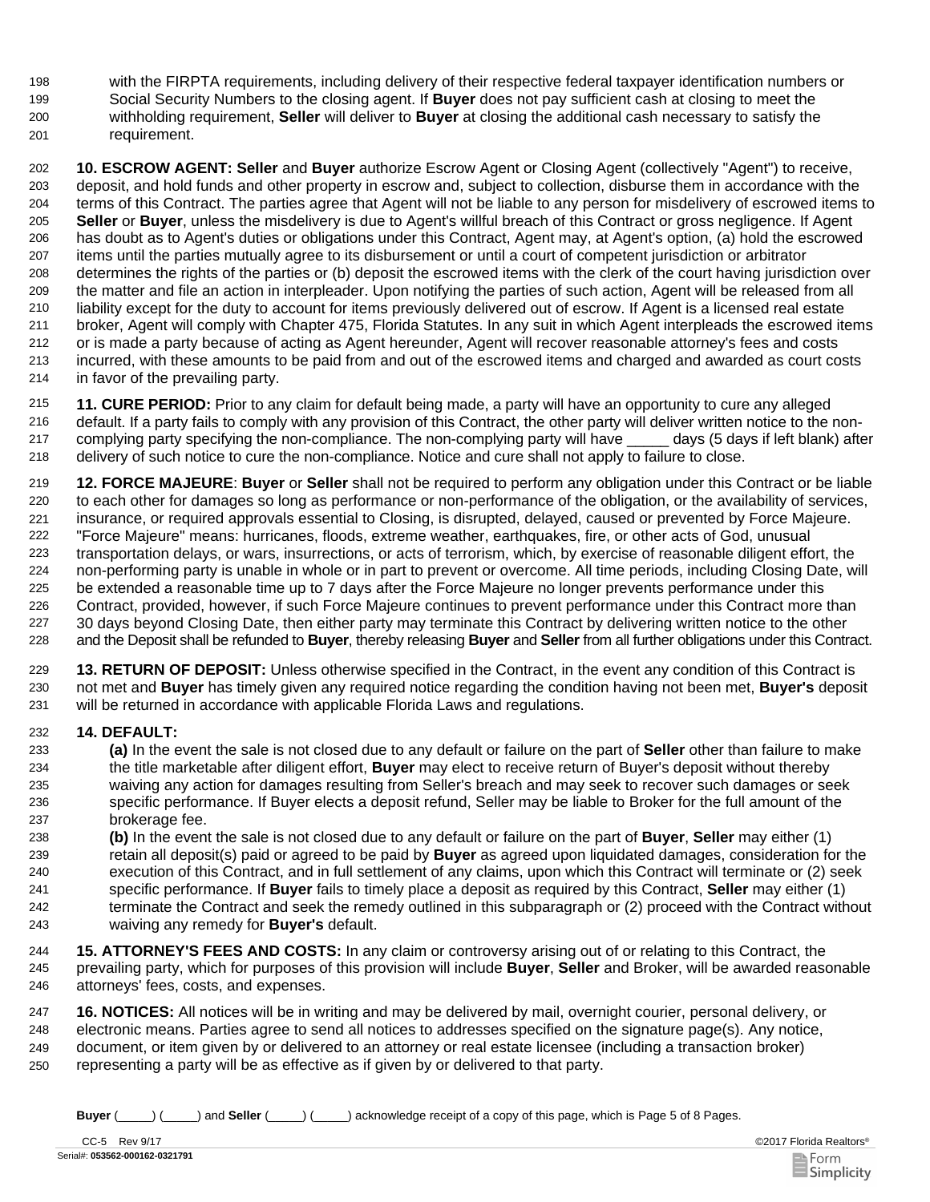with the FIRPTA requirements, including delivery of their respective federal taxpayer identification numbers or Social Security Numbers to the closing agent. If **Buyer** does not pay sufficient cash at closing to meet the withholding requirement, **Seller** will deliver to **Buyer** at closing the additional cash necessary to satisfy the requirement.

**10. ESCROW AGENT:** **Seller** and **Buyer** authorize Escrow Agent or Closing Agent (collectively "Agent") to receive, deposit, and hold funds and other property in escrow and, subject to collection, disburse them in accordance with the terms of this Contract. The parties agree that Agent will not be liable to any person for misdelivery of escrowed items to **Seller** or **Buyer**, unless the misdelivery is due to Agent's willful breach of this Contract or gross negligence. If Agent has doubt as to Agent's duties or obligations under this Contract, Agent may, at Agent's option, (a) hold the escrowed items until the parties mutually agree to its disbursement or until a court of competent jurisdiction or arbitrator determines the rights of the parties or (b) deposit the escrowed items with the clerk of the court having jurisdiction over the matter and file an action in interpleader. Upon notifying the parties of such action, Agent will be released from all liability except for the duty to account for items previously delivered out of escrow. If Agent is a licensed real estate broker, Agent will comply with Chapter 475, Florida Statutes. In any suit in which Agent interpleads the escrowed items or is made a party because of acting as Agent hereunder, Agent will recover reasonable attorney's fees and costs incurred, with these amounts to be paid from and out of the escrowed items and charged and awarded as court costs in favor of the prevailing party.

**11. CURE PERIOD:** Prior to any claim for default being made, a party will have an opportunity to cure any alleged default. If a party fails to comply with any provision of this Contract, the other party will deliver written notice to the non-complying party specifying the non-compliance. The non-complying party will have _____ days (5 days if left blank) after delivery of such notice to cure the non-compliance. Notice and cure shall not apply to failure to close.

**12. FORCE MAJEURE**: **Buyer** or **Seller** shall not be required to perform any obligation under this Contract or be liable to each other for damages so long as performance or non-performance of the obligation, or the availability of services, insurance, or required approvals essential to Closing, is disrupted, delayed, caused or prevented by Force Majeure. "Force Majeure" means: hurricanes, floods, extreme weather, earthquakes, fire, or other acts of God, unusual transportation delays, or wars, insurrections, or acts of terrorism, which, by exercise of reasonable diligent effort, the non-performing party is unable in whole or in part to prevent or overcome. All time periods, including Closing Date, will be extended a reasonable time up to 7 days after the Force Majeure no longer prevents performance under this Contract, provided, however, if such Force Majeure continues to prevent performance under this Contract more than 30 days beyond Closing Date, then either party may terminate this Contract by delivering written notice to the other and the Deposit shall be refunded to **Buyer**, thereby releasing **Buyer** and **Seller** from all further obligations under this Contract.

**13. RETURN OF DEPOSIT:** Unless otherwise specified in the Contract, in the event any condition of this Contract is not met and **Buyer** has timely given any required notice regarding the condition having not been met, **Buyer's** deposit will be returned in accordance with applicable Florida Laws and regulations.

**14. DEFAULT:**

**(a)** In the event the sale is not closed due to any default or failure on the part of **Seller** other than failure to make the title marketable after diligent effort, **Buyer** may elect to receive return of Buyer's deposit without thereby waiving any action for damages resulting from Seller's breach and may seek to recover such damages or seek specific performance. If Buyer elects a deposit refund, Seller may be liable to Broker for the full amount of the brokerage fee.

**(b)** In the event the sale is not closed due to any default or failure on the part of **Buyer**, **Seller** may either (1) retain all deposit(s) paid or agreed to be paid by **Buyer** as agreed upon liquidated damages, consideration for the execution of this Contract, and in full settlement of any claims, upon which this Contract will terminate or (2) seek specific performance. If **Buyer** fails to timely place a deposit as required by this Contract, **Seller** may either (1) terminate the Contract and seek the remedy outlined in this subparagraph or (2) proceed with the Contract without waiving any remedy for **Buyer's** default.

**15. ATTORNEY'S FEES AND COSTS:** In any claim or controversy arising out of or relating to this Contract, the prevailing party, which for purposes of this provision will include **Buyer**, **Seller** and Broker, will be awarded reasonable attorneys' fees, costs, and expenses.

**16. NOTICES:** All notices will be in writing and may be delivered by mail, overnight courier, personal delivery, or electronic means. Parties agree to send all notices to addresses specified on the signature page(s). Any notice, document, or item given by or delivered to an attorney or real estate licensee (including a transaction broker) representing a party will be as effective as if given by or delivered to that party.

**Buyer** (_____) (_____) and **Seller** (_____) (_____) acknowledge receipt of a copy of this page, which is Page 5 of 8 Pages.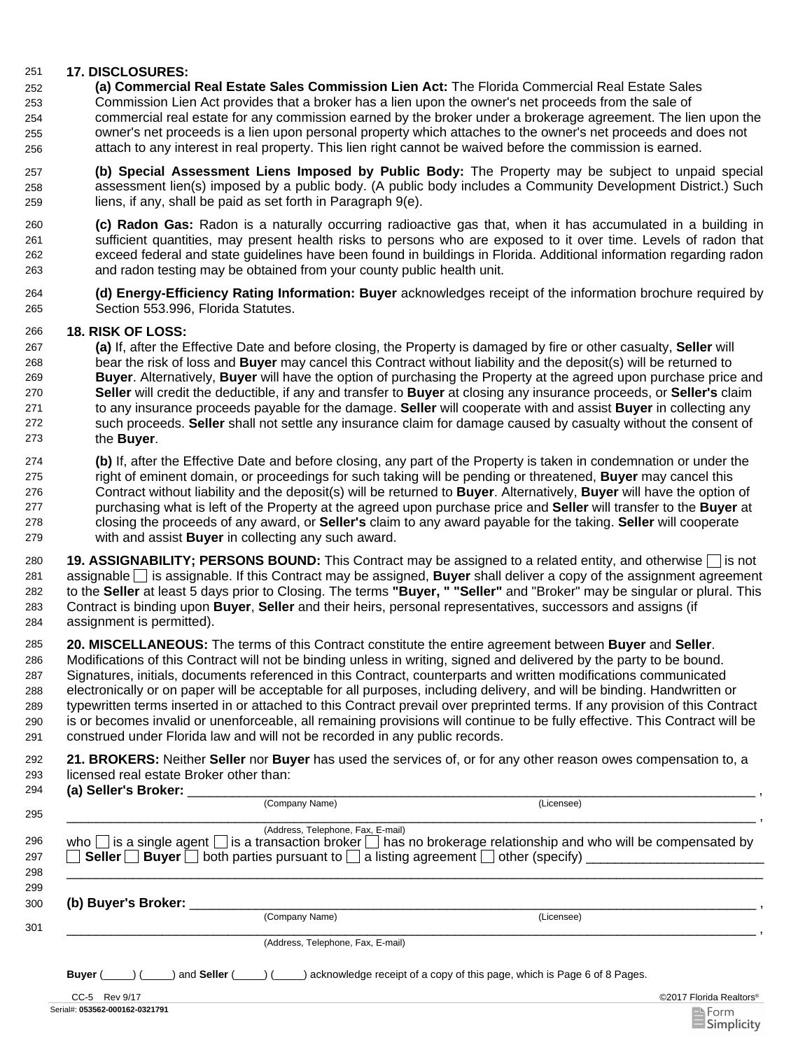**17. DISCLOSURES:**

**(a) Commercial Real Estate Sales Commission Lien Act:** The Florida Commercial Real Estate Sales Commission Lien Act provides that a broker has a lien upon the owner's net proceeds from the sale of commercial real estate for any commission earned by the broker under a brokerage agreement. The lien upon the owner's net proceeds is a lien upon personal property which attaches to the owner's net proceeds and does not attach to any interest in real property. This lien right cannot be waived before the commission is earned.

**(b) Special Assessment Liens Imposed by Public Body:** The Property may be subject to unpaid special assessment lien(s) imposed by a public body. (A public body includes a Community Development District.) Such liens, if any, shall be paid as set forth in Paragraph 9(e).

**(c) Radon Gas:** Radon is a naturally occurring radioactive gas that, when it has accumulated in a building in sufficient quantities, may present health risks to persons who are exposed to it over time. Levels of radon that exceed federal and state guidelines have been found in buildings in Florida. Additional information regarding radon and radon testing may be obtained from your county public health unit.

**(d) Energy-Efficiency Rating Information: Buyer** acknowledges receipt of the information brochure required by Section 553.996, Florida Statutes.

**18. RISK OF LOSS:**

**(a)** If, after the Effective Date and before closing, the Property is damaged by fire or other casualty, **Seller** will bear the risk of loss and **Buyer** may cancel this Contract without liability and the deposit(s) will be returned to **Buyer**. Alternatively, **Buyer** will have the option of purchasing the Property at the agreed upon purchase price and **Seller** will credit the deductible, if any and transfer to **Buyer** at closing any insurance proceeds, or **Seller's** claim to any insurance proceeds payable for the damage. **Seller** will cooperate with and assist **Buyer** in collecting any such proceeds. **Seller** shall not settle any insurance claim for damage caused by casualty without the consent of the **Buyer**.

**(b)** If, after the Effective Date and before closing, any part of the Property is taken in condemnation or under the right of eminent domain, or proceedings for such taking will be pending or threatened, **Buyer** may cancel this Contract without liability and the deposit(s) will be returned to **Buyer**. Alternatively, **Buyer** will have the option of purchasing what is left of the Property at the agreed upon purchase price and **Seller** will transfer to the **Buyer** at closing the proceeds of any award, or **Seller's** claim to any award payable for the taking. **Seller** will cooperate with and assist **Buyer** in collecting any such award.

**19. ASSIGNABILITY; PERSONS BOUND:** This Contract may be assigned to a related entity, and otherwise ☐ is not assignable ☐ is assignable. If this Contract may be assigned, **Buyer** shall deliver a copy of the assignment agreement to the **Seller** at least 5 days prior to Closing. The terms **"Buyer, " "Seller"** and "Broker" may be singular or plural. This Contract is binding upon **Buyer**, **Seller** and their heirs, personal representatives, successors and assigns (if assignment is permitted).

**20. MISCELLANEOUS:** The terms of this Contract constitute the entire agreement between **Buyer** and **Seller**. Modifications of this Contract will not be binding unless in writing, signed and delivered by the party to be bound. Signatures, initials, documents referenced in this Contract, counterparts and written modifications communicated electronically or on paper will be acceptable for all purposes, including delivery, and will be binding. Handwritten or typewritten terms inserted in or attached to this Contract prevail over preprinted terms. If any provision of this Contract is or becomes invalid or unenforceable, all remaining provisions will continue to be fully effective. This Contract will be construed under Florida law and will not be recorded in any public records.

**21. BROKERS:** Neither **Seller** nor **Buyer** has used the services of, or for any other reason owes compensation to, a licensed real estate Broker other than:

**(a) Seller's Broker:** ____________________________________________________________,
(Company Name) (Licensee)

____________________________________________________________________________,
(Address, Telephone, Fax, E-mail)

who ☐ is a single agent ☐ is a transaction broker ☐ has no brokerage relationship and who will be compensated by ☐ **Seller** ☐ **Buyer** ☐ both parties pursuant to ☐ a listing agreement ☐ other (specify) ________________________

____________________________________________________________________________

**(b) Buyer's Broker:** ____________________________________________________________,
(Company Name) (Licensee)

____________________________________________________________________________,
(Address, Telephone, Fax, E-mail)

**Buyer** (_____) (_____) and **Seller** (_____) (_____) acknowledge receipt of a copy of this page, which is Page 6 of 8 Pages.

CC-5 Rev 9/17 ©2017 Florida Realtors®

Serial#: 053562-000162-0321791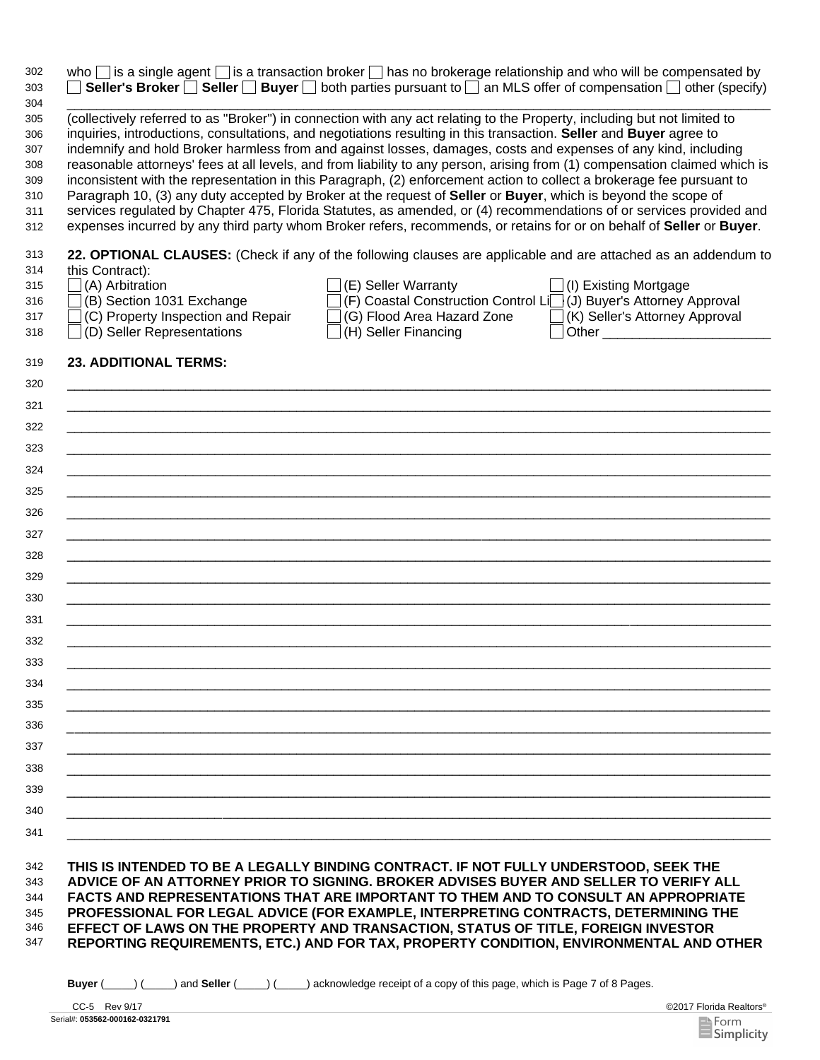who ☐ is a single agent ☐ is a transaction broker ☐ has no brokerage relationship and who will be compensated by ☐ **Seller's Broker** ☐ **Seller** ☐ **Buyer** ☐ both parties pursuant to ☐ an MLS offer of compensation ☐ other (specify) ______________________________________________________________________________ (collectively referred to as "Broker") in connection with any act relating to the Property, including but not limited to inquiries, introductions, consultations, and negotiations resulting in this transaction. **Seller** and **Buyer** agree to indemnify and hold Broker harmless from and against losses, damages, costs and expenses of any kind, including reasonable attorneys' fees at all levels, and from liability to any person, arising from (1) compensation claimed which is inconsistent with the representation in this Paragraph, (2) enforcement action to collect a brokerage fee pursuant to Paragraph 10, (3) any duty accepted by Broker at the request of **Seller** or **Buyer**, which is beyond the scope of services regulated by Chapter 475, Florida Statutes, as amended, or (4) recommendations of or services provided and expenses incurred by any third party whom Broker refers, recommends, or retains for or on behalf of **Seller** or **Buyer**.

**22. OPTIONAL CLAUSES:** (Check if any of the following clauses are applicable and are attached as an addendum to this Contract):

☐ (A) Arbitration
☐ (B) Section 1031 Exchange
☐ (C) Property Inspection and Repair
☐ (D) Seller Representations
☐ (E) Seller Warranty
☐ (F) Coastal Construction Control Line
☐ (G) Flood Area Hazard Zone
☐ (H) Seller Financing
☐ (I) Existing Mortgage
☐ (J) Buyer's Attorney Approval
☐ (K) Seller's Attorney Approval
☐ Other ______________________

**23. ADDITIONAL TERMS:**

______________________________________________________________________________
______________________________________________________________________________
______________________________________________________________________________
______________________________________________________________________________
______________________________________________________________________________
______________________________________________________________________________
______________________________________________________________________________
______________________________________________________________________________
______________________________________________________________________________
______________________________________________________________________________
______________________________________________________________________________
______________________________________________________________________________
______________________________________________________________________________
______________________________________________________________________________
______________________________________________________________________________
______________________________________________________________________________
______________________________________________________________________________
______________________________________________________________________________
______________________________________________________________________________
______________________________________________________________________________
______________________________________________________________________________
______________________________________________________________________________

**THIS IS INTENDED TO BE A LEGALLY BINDING CONTRACT. IF NOT FULLY UNDERSTOOD, SEEK THE ADVICE OF AN ATTORNEY PRIOR TO SIGNING. BROKER ADVISES BUYER AND SELLER TO VERIFY ALL FACTS AND REPRESENTATIONS THAT ARE IMPORTANT TO THEM AND TO CONSULT AN APPROPRIATE PROFESSIONAL FOR LEGAL ADVICE (FOR EXAMPLE, INTERPRETING CONTRACTS, DETERMINING THE EFFECT OF LAWS ON THE PROPERTY AND TRANSACTION, STATUS OF TITLE, FOREIGN INVESTOR REPORTING REQUIREMENTS, ETC.) AND FOR TAX, PROPERTY CONDITION, ENVIRONMENTAL AND OTHER**

**Buyer** (_____) (_____) and **Seller** (_____) (_____) acknowledge receipt of a copy of this page, which is Page 7 of 8 Pages.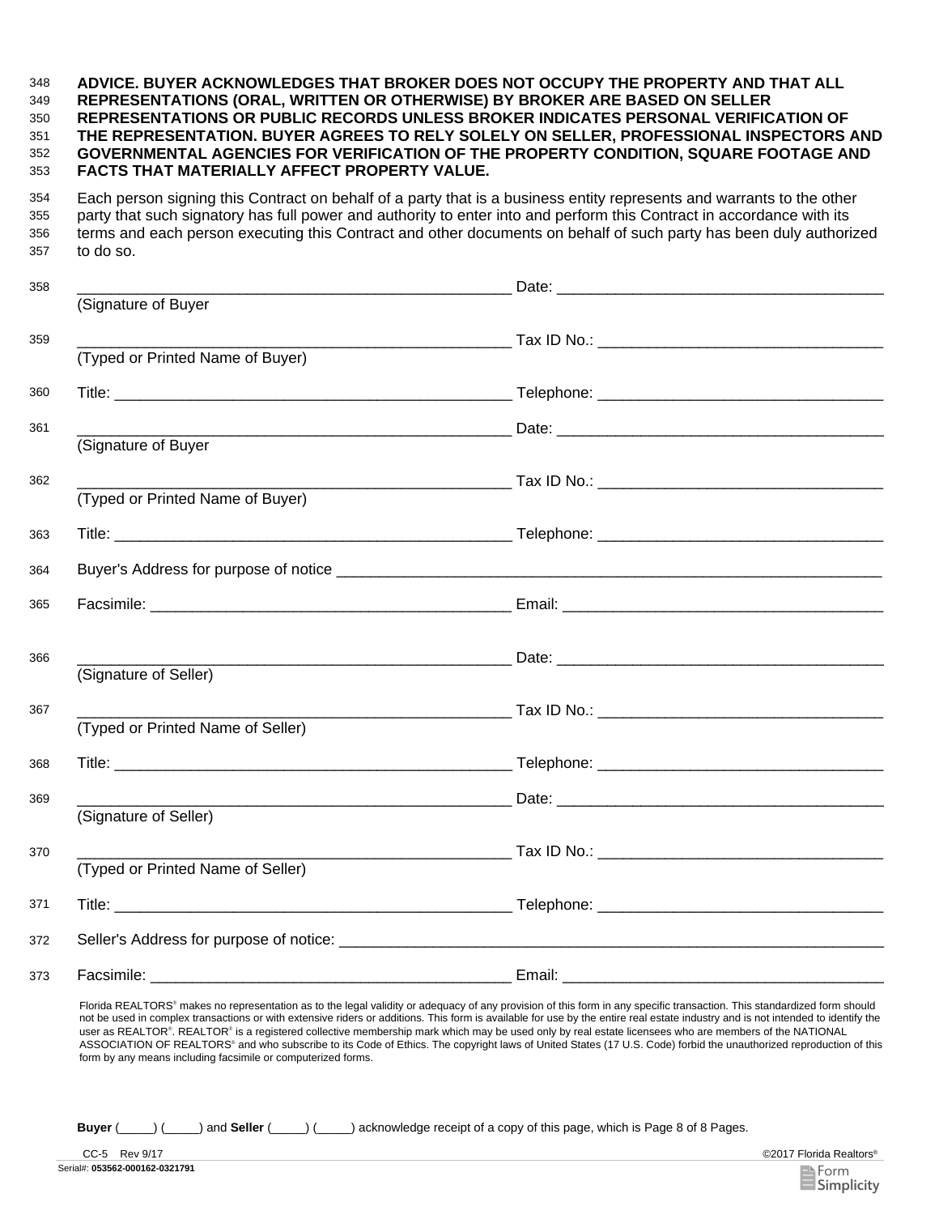**ADVICE. BUYER ACKNOWLEDGES THAT BROKER DOES NOT OCCUPY THE PROPERTY AND THAT ALL REPRESENTATIONS (ORAL, WRITTEN OR OTHERWISE) BY BROKER ARE BASED ON SELLER REPRESENTATIONS OR PUBLIC RECORDS UNLESS BROKER INDICATES PERSONAL VERIFICATION OF THE REPRESENTATION. BUYER AGREES TO RELY SOLELY ON SELLER, PROFESSIONAL INSPECTORS AND GOVERNMENTAL AGENCIES FOR VERIFICATION OF THE PROPERTY CONDITION, SQUARE FOOTAGE AND FACTS THAT MATERIALLY AFFECT PROPERTY VALUE.**

Each person signing this Contract on behalf of a party that is a business entity represents and warrants to the other party that such signatory has full power and authority to enter into and perform this Contract in accordance with its terms and each person executing this Contract and other documents on behalf of such party has been duly authorized to do so.

_________________________________________________ Date: ____________________________________
(Signature of Buyer

_________________________________________________ Tax ID No.: ________________________________
(Typed or Printed Name of Buyer)

Title: _____________________________________________ Telephone: ________________________________

_________________________________________________ Date: ____________________________________
(Signature of Buyer

_________________________________________________ Tax ID No.: ________________________________
(Typed or Printed Name of Buyer)

Title: _____________________________________________ Telephone: ________________________________

Buyer's Address for purpose of notice ________________________________________________________________

Facsimile: ________________________________________ Email: ____________________________________

_________________________________________________ Date: ____________________________________
(Signature of Seller)

_________________________________________________ Tax ID No.: ________________________________
(Typed or Printed Name of Seller)

Title: _____________________________________________ Telephone: ________________________________

_________________________________________________ Date: ____________________________________
(Signature of Seller)

_________________________________________________ Tax ID No.: ________________________________
(Typed or Printed Name of Seller)

Title: _____________________________________________ Telephone: ________________________________

Seller's Address for purpose of notice: _______________________________________________________________

Facsimile: ________________________________________ Email: ____________________________________

Florida REALTORS® makes no representation as to the legal validity or adequacy of any provision of this form in any specific transaction. This standardized form should not be used in complex transactions or with extensive riders or additions. This form is available for use by the entire real estate industry and is not intended to identify the user as REALTOR®. REALTOR® is a registered collective membership mark which may be used only by real estate licensees who are members of the NATIONAL ASSOCIATION OF REALTORS® and who subscribe to its Code of Ethics. The copyright laws of United States (17 U.S. Code) forbid the unauthorized reproduction of this form by any means including facsimile or computerized forms.

**Buyer** (_____) (_____) and **Seller** (_____) (_____) acknowledge receipt of a copy of this page, which is Page 8 of 8 Pages.